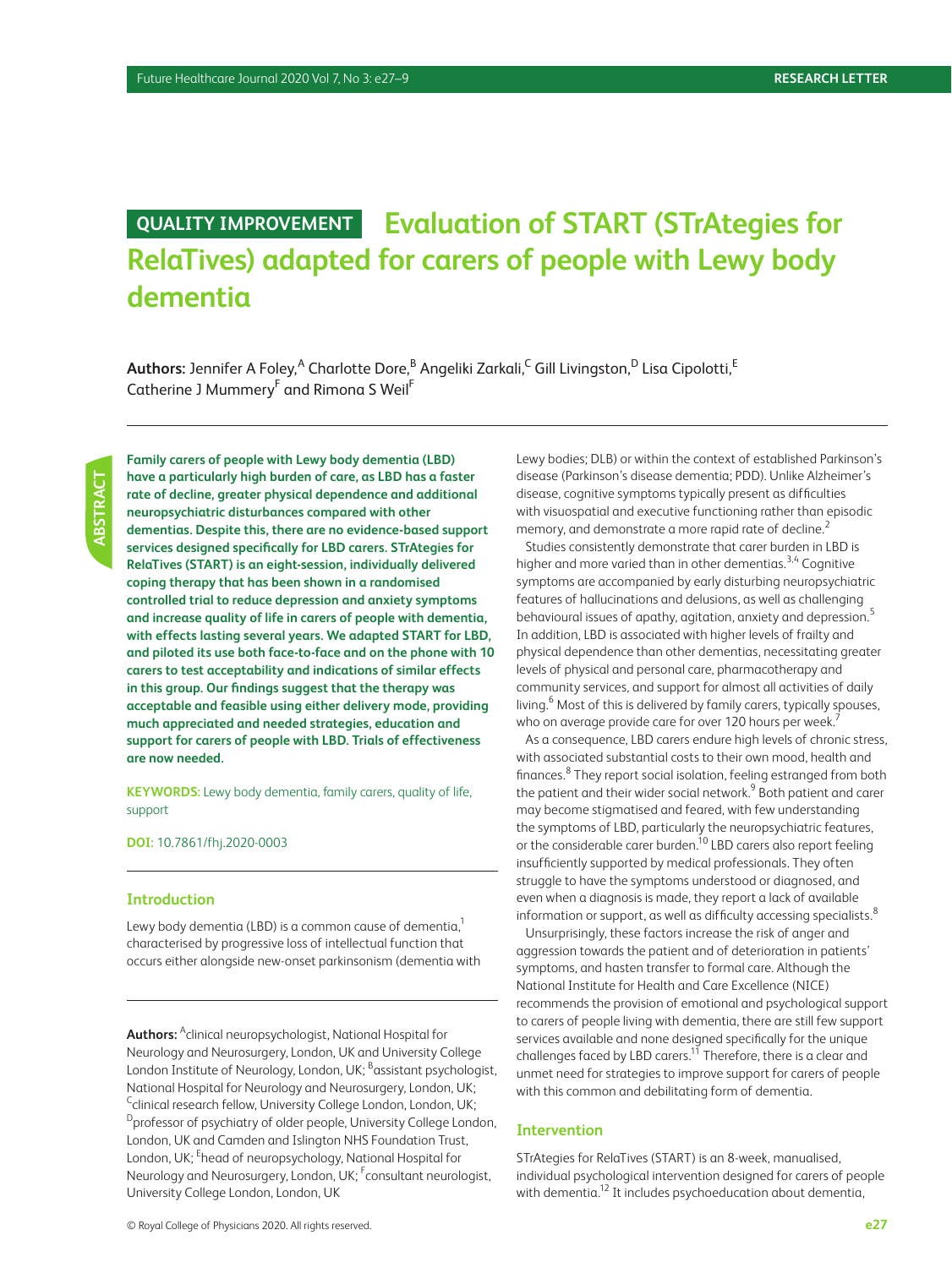QUALITY IMPROVEMENT

# Evaluation of START (STrAtegies for RelaTives) adapted for carers of people with Lewy body dementia

**Authors:** Jennifer A Foley,[A] Charlotte Dore,[B] Angeliki Zarkali,[C] Gill Livingston,[D] Lisa Cipolotti,[E] Catherine J Mummery[F] and Rimona S Weil[F]

ABSTRACT

**Family carers of people with Lewy body dementia (LBD) have a particularly high burden of care, as LBD has a faster rate of decline, greater physical dependence and additional neuropsychiatric disturbances compared with other dementias. Despite this, there are no evidence-based support services designed specifically for LBD carers. STrAtegies for RelaTives (START) is an eight-session, individually delivered coping therapy that has been shown in a randomised controlled trial to reduce depression and anxiety symptoms and increase quality of life in carers of people with dementia, with effects lasting several years. We adapted START for LBD, and piloted its use both face-to-face and on the phone with 10 carers to test acceptability and indications of similar effects in this group. Our findings suggest that the therapy was acceptable and feasible using either delivery mode, providing much appreciated and needed strategies, education and support for carers of people with LBD. Trials of effectiveness are now needed.**

**KEYWORDS:** Lewy body dementia, family carers, quality of life, support

**DOI:** 10.7861/fhj.2020-0003

## Introduction

Lewy body dementia (LBD) is a common cause of dementia,[1] characterised by progressive loss of intellectual function that occurs either alongside new-onset parkinsonism (dementia with Lewy bodies; DLB) or within the context of established Parkinson's disease (Parkinson's disease dementia; PDD). Unlike Alzheimer's disease, cognitive symptoms typically present as difficulties with visuospatial and executive functioning rather than episodic memory, and demonstrate a more rapid rate of decline.[2]

Studies consistently demonstrate that carer burden in LBD is higher and more varied than in other dementias.[3,4] Cognitive symptoms are accompanied by early disturbing neuropsychiatric features of hallucinations and delusions, as well as challenging behavioural issues of apathy, agitation, anxiety and depression.[5] In addition, LBD is associated with higher levels of frailty and physical dependence than other dementias, necessitating greater levels of physical and personal care, pharmacotherapy and community services, and support for almost all activities of daily living.[6] Most of this is delivered by family carers, typically spouses, who on average provide care for over 120 hours per week.[7]

As a consequence, LBD carers endure high levels of chronic stress, with associated substantial costs to their own mood, health and finances.[8] They report social isolation, feeling estranged from both the patient and their wider social network.[9] Both patient and carer may become stigmatised and feared, with few understanding the symptoms of LBD, particularly the neuropsychiatric features, or the considerable carer burden.[10] LBD carers also report feeling insufficiently supported by medical professionals. They often struggle to have the symptoms understood or diagnosed, and even when a diagnosis is made, they report a lack of available information or support, as well as difficulty accessing specialists.[8]

Unsurprisingly, these factors increase the risk of anger and aggression towards the patient and of deterioration in patients' symptoms, and hasten transfer to formal care. Although the National Institute for Health and Care Excellence (NICE) recommends the provision of emotional and psychological support to carers of people living with dementia, there are still few support services available and none designed specifically for the unique challenges faced by LBD carers.[11] Therefore, there is a clear and unmet need for strategies to improve support for carers of people with this common and debilitating form of dementia.

## Intervention

STrAtegies for RelaTives (START) is an 8-week, manualised, individual psychological intervention designed for carers of people with dementia.[12] It includes psychoeducation about dementia,

**Authors:** [A]clinical neuropsychologist, National Hospital for Neurology and Neurosurgery, London, UK and University College London Institute of Neurology, London, UK; [B]assistant psychologist, National Hospital for Neurology and Neurosurgery, London, UK; [C]clinical research fellow, University College London, London, UK; [D]professor of psychiatry of older people, University College London, London, UK and Camden and Islington NHS Foundation Trust, London, UK; [E]head of neuropsychology, National Hospital for Neurology and Neurosurgery, London, UK; [F]consultant neurologist, University College London, London, UK

© Royal College of Physicians 2020. All rights reserved.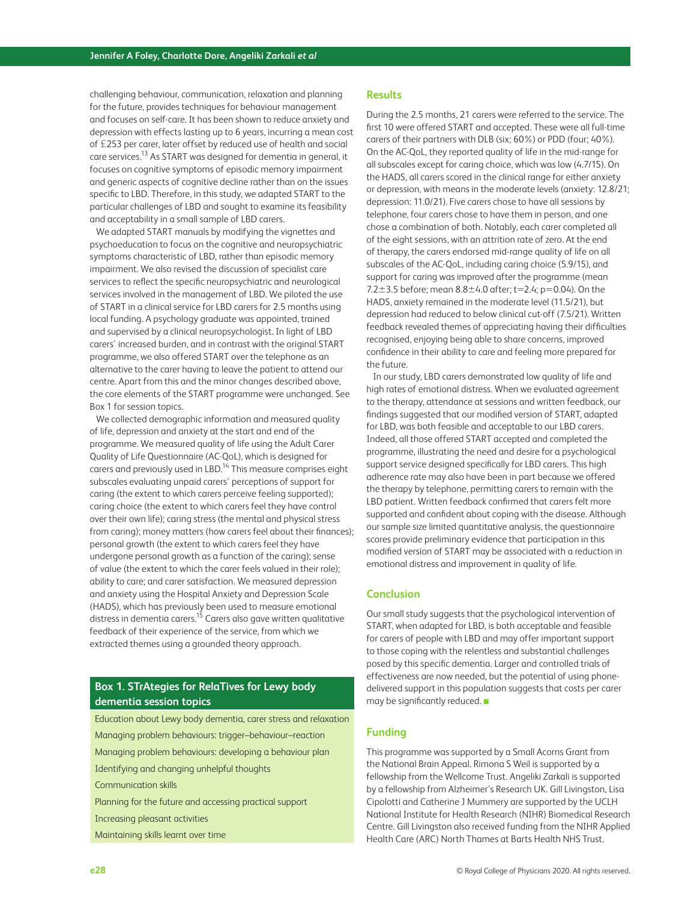challenging behaviour, communication, relaxation and planning for the future, provides techniques for behaviour management and focuses on self-care. It has been shown to reduce anxiety and depression with effects lasting up to 6 years, incurring a mean cost of £253 per carer, later offset by reduced use of health and social care services.[13] As START was designed for dementia in general, it focuses on cognitive symptoms of episodic memory impairment and generic aspects of cognitive decline rather than on the issues specific to LBD. Therefore, in this study, we adapted START to the particular challenges of LBD and sought to examine its feasibility and acceptability in a small sample of LBD carers.

We adapted START manuals by modifying the vignettes and psychoeducation to focus on the cognitive and neuropsychiatric symptoms characteristic of LBD, rather than episodic memory impairment. We also revised the discussion of specialist care services to reflect the specific neuropsychiatric and neurological services involved in the management of LBD. We piloted the use of START in a clinical service for LBD carers for 2.5 months using local funding. A psychology graduate was appointed, trained and supervised by a clinical neuropsychologist. In light of LBD carers' increased burden, and in contrast with the original START programme, we also offered START over the telephone as an alternative to the carer having to leave the patient to attend our centre. Apart from this and the minor changes described above, the core elements of the START programme were unchanged. See Box 1 for session topics.

We collected demographic information and measured quality of life, depression and anxiety at the start and end of the programme. We measured quality of life using the Adult Carer Quality of Life Questionnaire (AC-QoL), which is designed for carers and previously used in LBD.[14] This measure comprises eight subscales evaluating unpaid carers' perceptions of support for caring (the extent to which carers perceive feeling supported); caring choice (the extent to which carers feel they have control over their own life); caring stress (the mental and physical stress from caring); money matters (how carers feel about their finances); personal growth (the extent to which carers feel they have undergone personal growth as a function of the caring); sense of value (the extent to which the carer feels valued in their role); ability to care; and carer satisfaction. We measured depression and anxiety using the Hospital Anxiety and Depression Scale (HADS), which has previously been used to measure emotional distress in dementia carers.[15] Carers also gave written qualitative feedback of their experience of the service, from which we extracted themes using a grounded theory approach.

**Box 1. STrAtegies for RelaTives for Lewy body dementia session topics**

- Education about Lewy body dementia, carer stress and relaxation
- Managing problem behaviours: trigger–behaviour–reaction
- Managing problem behaviours: developing a behaviour plan
- Identifying and changing unhelpful thoughts
- Communication skills
- Planning for the future and accessing practical support
- Increasing pleasant activities
- Maintaining skills learnt over time

## Results

During the 2.5 months, 21 carers were referred to the service. The first 10 were offered START and accepted. These were all full-time carers of their partners with DLB (six; 60%) or PDD (four; 40%). On the AC-QoL, they reported quality of life in the mid-range for all subscales except for caring choice, which was low (4.7/15). On the HADS, all carers scored in the clinical range for either anxiety or depression, with means in the moderate levels (anxiety: 12.8/21; depression: 11.0/21). Five carers chose to have all sessions by telephone, four carers chose to have them in person, and one chose a combination of both. Notably, each carer completed all of the eight sessions, with an attrition rate of zero. At the end of therapy, the carers endorsed mid-range quality of life on all subscales of the AC-QoL, including caring choice (5.9/15), and support for caring was improved after the programme (mean $7.2\pm3.5$ before; mean $8.8\pm4.0$ after; $t=2.4$; $p=0.04$). On the HADS, anxiety remained in the moderate level (11.5/21), but depression had reduced to below clinical cut-off (7.5/21). Written feedback revealed themes of appreciating having their difficulties recognised, enjoying being able to share concerns, improved confidence in their ability to care and feeling more prepared for the future.

In our study, LBD carers demonstrated low quality of life and high rates of emotional distress. When we evaluated agreement to the therapy, attendance at sessions and written feedback, our findings suggested that our modified version of START, adapted for LBD, was both feasible and acceptable to our LBD carers. Indeed, all those offered START accepted and completed the programme, illustrating the need and desire for a psychological support service designed specifically for LBD carers. This high adherence rate may also have been in part because we offered the therapy by telephone, permitting carers to remain with the LBD patient. Written feedback confirmed that carers felt more supported and confident about coping with the disease. Although our sample size limited quantitative analysis, the questionnaire scores provide preliminary evidence that participation in this modified version of START may be associated with a reduction in emotional distress and improvement in quality of life.

## Conclusion

Our small study suggests that the psychological intervention of START, when adapted for LBD, is both acceptable and feasible for carers of people with LBD and may offer important support to those coping with the relentless and substantial challenges posed by this specific dementia. Larger and controlled trials of effectiveness are now needed, but the potential of using phone-delivered support in this population suggests that costs per carer may be significantly reduced. ■

## Funding

This programme was supported by a Small Acorns Grant from the National Brain Appeal. Rimona S Weil is supported by a fellowship from the Wellcome Trust. Angeliki Zarkali is supported by a fellowship from Alzheimer's Research UK. Gill Livingston, Lisa Cipolotti and Catherine J Mummery are supported by the UCLH National Institute for Health Research (NIHR) Biomedical Research Centre. Gill Livingston also received funding from the NIHR Applied Health Care (ARC) North Thames at Barts Health NHS Trust.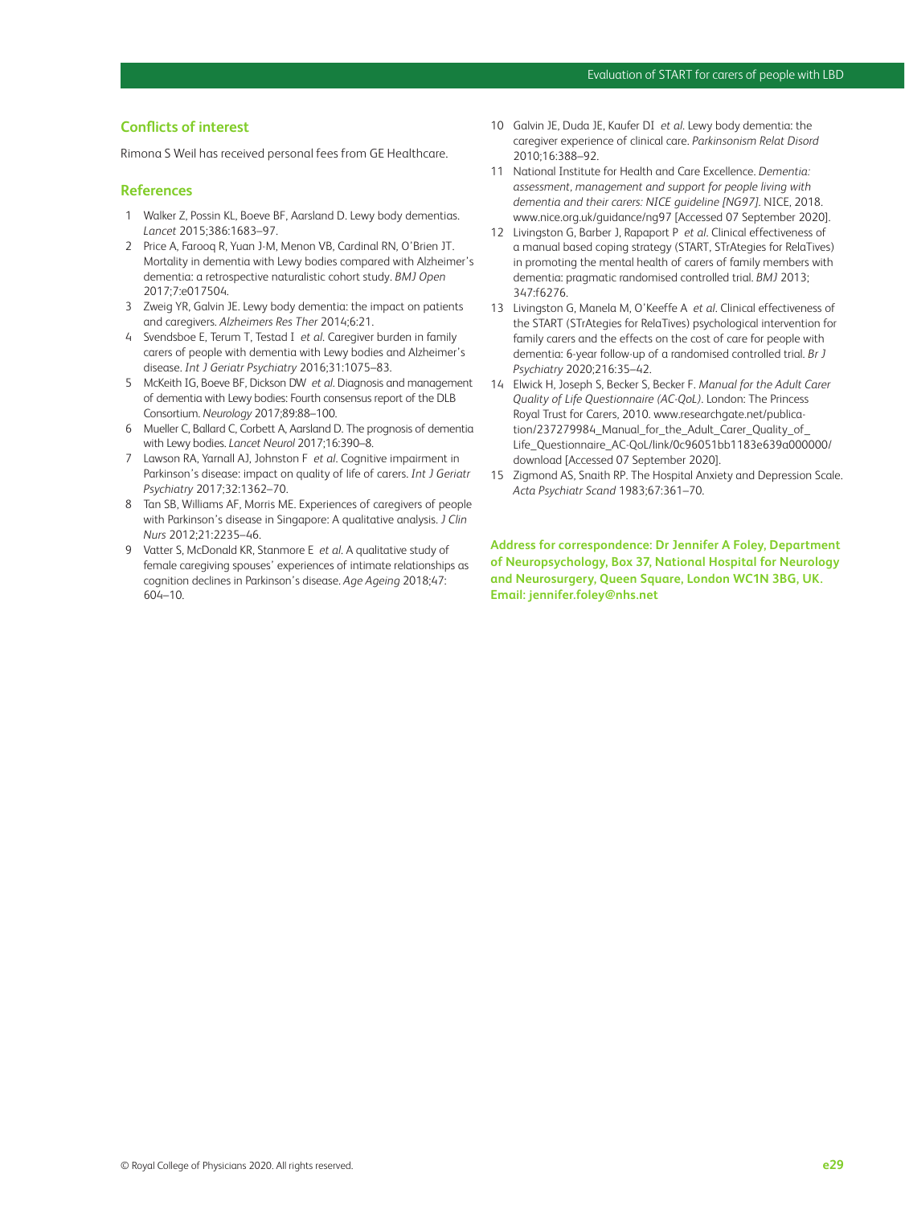## Conflicts of interest

Rimona S Weil has received personal fees from GE Healthcare.

## References

1. Walker Z, Possin KL, Boeve BF, Aarsland D. Lewy body dementias. *Lancet* 2015;386:1683–97.
2. Price A, Farooq R, Yuan J-M, Menon VB, Cardinal RN, O'Brien JT. Mortality in dementia with Lewy bodies compared with Alzheimer's dementia: a retrospective naturalistic cohort study. *BMJ Open* 2017;7:e017504.
3. Zweig YR, Galvin JE. Lewy body dementia: the impact on patients and caregivers. *Alzheimers Res Ther* 2014;6:21.
4. Svendsboe E, Terum T, Testad I *et al*. Caregiver burden in family carers of people with dementia with Lewy bodies and Alzheimer's disease. *Int J Geriatr Psychiatry* 2016;31:1075–83.
5. McKeith IG, Boeve BF, Dickson DW *et al*. Diagnosis and management of dementia with Lewy bodies: Fourth consensus report of the DLB Consortium. *Neurology* 2017;89:88–100.
6. Mueller C, Ballard C, Corbett A, Aarsland D. The prognosis of dementia with Lewy bodies. *Lancet Neurol* 2017;16:390–8.
7. Lawson RA, Yarnall AJ, Johnston F *et al*. Cognitive impairment in Parkinson's disease: impact on quality of life of carers. *Int J Geriatr Psychiatry* 2017;32:1362–70.
8. Tan SB, Williams AF, Morris ME. Experiences of caregivers of people with Parkinson's disease in Singapore: A qualitative analysis. *J Clin Nurs* 2012;21:2235–46.
9. Vatter S, McDonald KR, Stanmore E *et al*. A qualitative study of female caregiving spouses' experiences of intimate relationships as cognition declines in Parkinson's disease. *Age Ageing* 2018;47:604–10.
10. Galvin JE, Duda JE, Kaufer DI *et al*. Lewy body dementia: the caregiver experience of clinical care. *Parkinsonism Relat Disord* 2010;16:388–92.
11. National Institute for Health and Care Excellence. *Dementia: assessment, management and support for people living with dementia and their carers: NICE guideline [NG97]*. NICE, 2018. www.nice.org.uk/guidance/ng97 [Accessed 07 September 2020].
12. Livingston G, Barber J, Rapaport P *et al*. Clinical effectiveness of a manual based coping strategy (START, STrAtegies for RelaTives) in promoting the mental health of carers of family members with dementia: pragmatic randomised controlled trial. *BMJ* 2013; 347:f6276.
13. Livingston G, Manela M, O'Keeffe A *et al*. Clinical effectiveness of the START (STrAtegies for RelaTives) psychological intervention for family carers and the effects on the cost of care for people with dementia: 6-year follow-up of a randomised controlled trial. *Br J Psychiatry* 2020;216:35–42.
14. Elwick H, Joseph S, Becker S, Becker F. *Manual for the Adult Carer Quality of Life Questionnaire (AC-QoL)*. London: The Princess Royal Trust for Carers, 2010. www.researchgate.net/publication/237279984_Manual_for_the_Adult_Carer_Quality_of_Life_Questionnaire_AC-QoL/link/0c96051bb1183e639a000000/download [Accessed 07 September 2020].
15. Zigmond AS, Snaith RP. The Hospital Anxiety and Depression Scale. *Acta Psychiatr Scand* 1983;67:361–70.

**Address for correspondence: Dr Jennifer A Foley, Department of Neuropsychology, Box 37, National Hospital for Neurology and Neurosurgery, Queen Square, London WC1N 3BG, UK. Email: jennifer.foley@nhs.net**